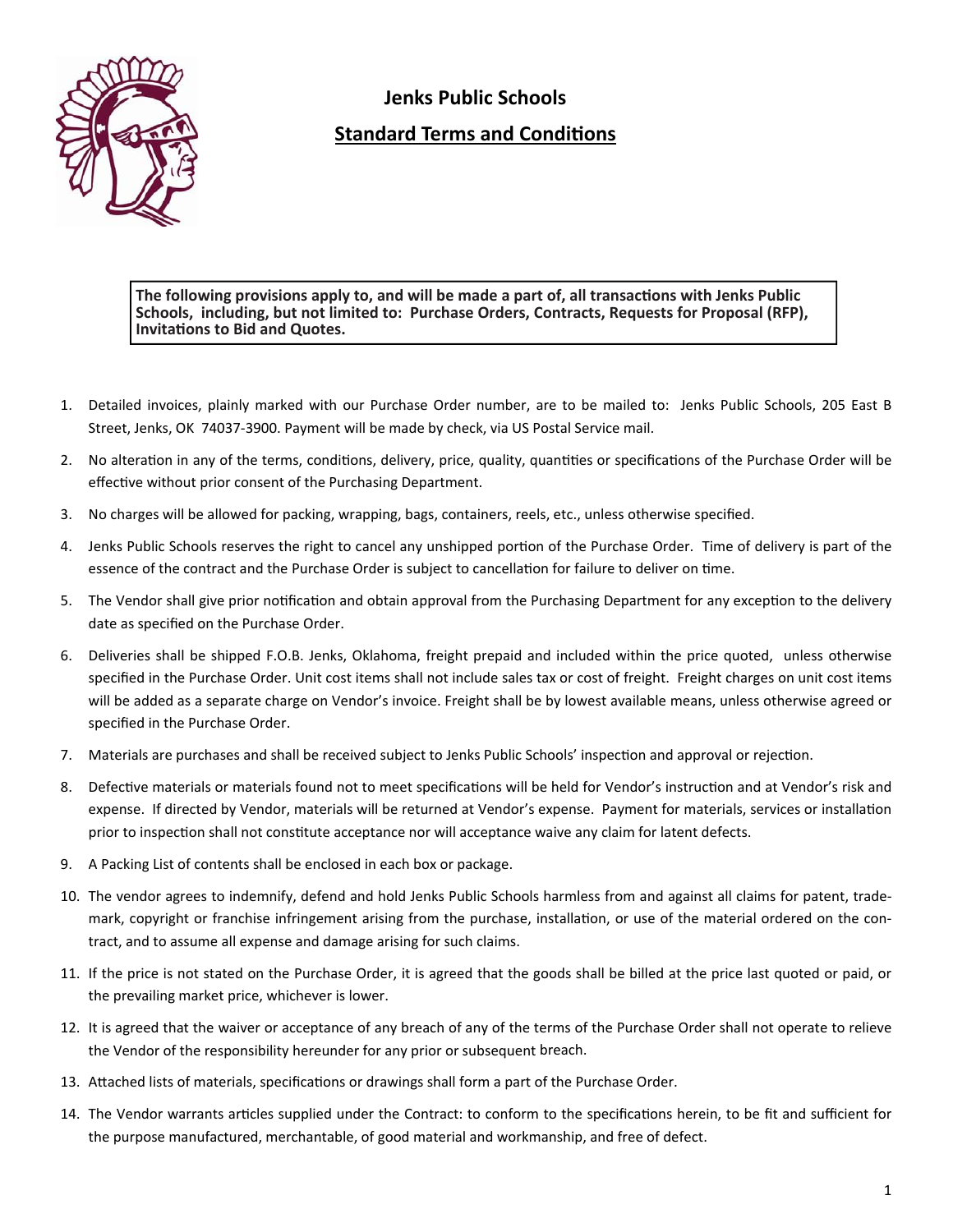# Jenks Public Schools

## Standard Terms and Conditions

**The following provisions apply to, and will be made a part of, all transactions with Jenks Public Schools, including, but not limited to: Purchase Orders, Contracts, Requests for Proposal (RFP), Invitations to Bid and Quotes.**

1. Detailed invoices, plainly marked with our Purchase Order number, are to be mailed to: Jenks Public Schools, 205 East B Street, Jenks, OK 74037-3900. Payment will be made by check, via US Postal Service mail.
2. No alteration in any of the terms, conditions, delivery, price, quality, quantities or specifications of the Purchase Order will be effective without prior consent of the Purchasing Department.
3. No charges will be allowed for packing, wrapping, bags, containers, reels, etc., unless otherwise specified.
4. Jenks Public Schools reserves the right to cancel any unshipped portion of the Purchase Order. Time of delivery is part of the essence of the contract and the Purchase Order is subject to cancellation for failure to deliver on time.
5. The Vendor shall give prior notification and obtain approval from the Purchasing Department for any exception to the delivery date as specified on the Purchase Order.
6. Deliveries shall be shipped F.O.B. Jenks, Oklahoma, freight prepaid and included within the price quoted, unless otherwise specified in the Purchase Order. Unit cost items shall not include sales tax or cost of freight. Freight charges on unit cost items will be added as a separate charge on Vendor's invoice. Freight shall be by lowest available means, unless otherwise agreed or specified in the Purchase Order.
7. Materials are purchases and shall be received subject to Jenks Public Schools' inspection and approval or rejection.
8. Defective materials or materials found not to meet specifications will be held for Vendor's instruction and at Vendor's risk and expense. If directed by Vendor, materials will be returned at Vendor's expense. Payment for materials, services or installation prior to inspection shall not constitute acceptance nor will acceptance waive any claim for latent defects.
9. A Packing List of contents shall be enclosed in each box or package.
10. The vendor agrees to indemnify, defend and hold Jenks Public Schools harmless from and against all claims for patent, trademark, copyright or franchise infringement arising from the purchase, installation, or use of the material ordered on the contract, and to assume all expense and damage arising for such claims.
11. If the price is not stated on the Purchase Order, it is agreed that the goods shall be billed at the price last quoted or paid, or the prevailing market price, whichever is lower.
12. It is agreed that the waiver or acceptance of any breach of any of the terms of the Purchase Order shall not operate to relieve the Vendor of the responsibility hereunder for any prior or subsequent breach.
13. Attached lists of materials, specifications or drawings shall form a part of the Purchase Order.
14. The Vendor warrants articles supplied under the Contract: to conform to the specifications herein, to be fit and sufficient for the purpose manufactured, merchantable, of good material and workmanship, and free of defect.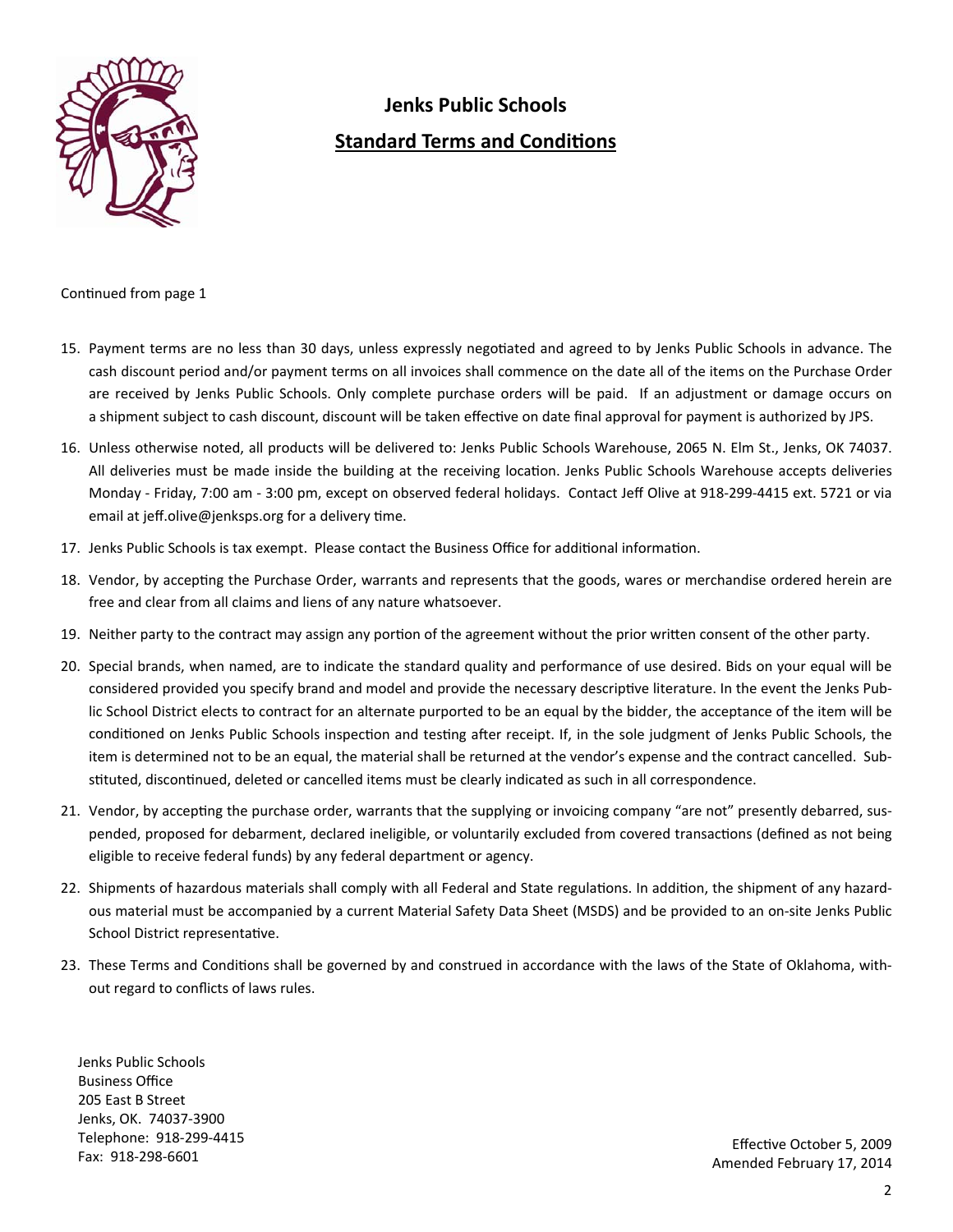# Jenks Public Schools

## Standard Terms and Conditions

Continued from page 1

15. Payment terms are no less than 30 days, unless expressly negotiated and agreed to by Jenks Public Schools in advance. The cash discount period and/or payment terms on all invoices shall commence on the date all of the items on the Purchase Order are received by Jenks Public Schools. Only complete purchase orders will be paid. If an adjustment or damage occurs on a shipment subject to cash discount, discount will be taken effective on date final approval for payment is authorized by JPS.
16. Unless otherwise noted, all products will be delivered to: Jenks Public Schools Warehouse, 2065 N. Elm St., Jenks, OK 74037. All deliveries must be made inside the building at the receiving location. Jenks Public Schools Warehouse accepts deliveries Monday - Friday, 7:00 am - 3:00 pm, except on observed federal holidays. Contact Jeff Olive at 918-299-4415 ext. 5721 or via email at jeff.olive@jenksps.org for a delivery time.
17. Jenks Public Schools is tax exempt. Please contact the Business Office for additional information.
18. Vendor, by accepting the Purchase Order, warrants and represents that the goods, wares or merchandise ordered herein are free and clear from all claims and liens of any nature whatsoever.
19. Neither party to the contract may assign any portion of the agreement without the prior written consent of the other party.
20. Special brands, when named, are to indicate the standard quality and performance of use desired. Bids on your equal will be considered provided you specify brand and model and provide the necessary descriptive literature. In the event the Jenks Public School District elects to contract for an alternate purported to be an equal by the bidder, the acceptance of the item will be conditioned on Jenks Public Schools inspection and testing after receipt. If, in the sole judgment of Jenks Public Schools, the item is determined not to be an equal, the material shall be returned at the vendor's expense and the contract cancelled. Substituted, discontinued, deleted or cancelled items must be clearly indicated as such in all correspondence.
21. Vendor, by accepting the purchase order, warrants that the supplying or invoicing company "are not" presently debarred, suspended, proposed for debarment, declared ineligible, or voluntarily excluded from covered transactions (defined as not being eligible to receive federal funds) by any federal department or agency.
22. Shipments of hazardous materials shall comply with all Federal and State regulations. In addition, the shipment of any hazardous material must be accompanied by a current Material Safety Data Sheet (MSDS) and be provided to an on-site Jenks Public School District representative.
23. These Terms and Conditions shall be governed by and construed in accordance with the laws of the State of Oklahoma, without regard to conflicts of laws rules.

Jenks Public Schools
Business Office
205 East B Street
Jenks, OK. 74037-3900
Telephone: 918-299-4415
Fax: 918-298-6601

Effective October 5, 2009
Amended February 17, 2014